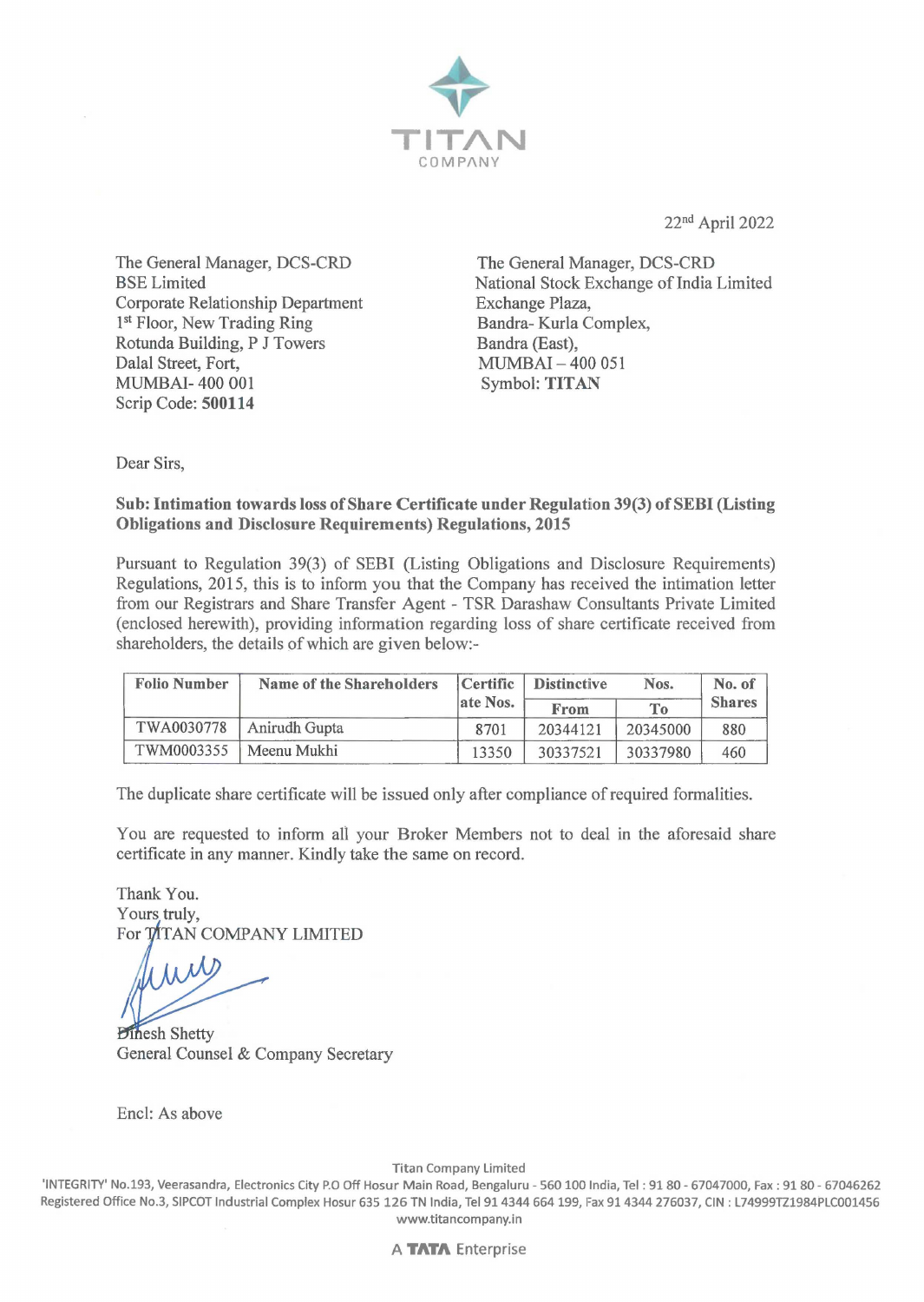TITAN COMPANY

22nd April 2022

The General Manager, DCS-CRD
BSE Limited
Corporate Relationship Department
1st Floor, New Trading Ring
Rotunda Building, P J Towers
Dalal Street, Fort,
MUMBAI- 400 001
Scrip Code: **500114**

The General Manager, DCS-CRD
National Stock Exchange of India Limited
Exchange Plaza,
Bandra- Kurla Complex,
Bandra (East),
MUMBAI – 400 051
Symbol: **TITAN**

Dear Sirs,

**Sub: Intimation towards loss of Share Certificate under Regulation 39(3) of SEBI (Listing Obligations and Disclosure Requirements) Regulations, 2015**

Pursuant to Regulation 39(3) of SEBI (Listing Obligations and Disclosure Requirements) Regulations, 2015, this is to inform you that the Company has received the intimation letter from our Registrars and Share Transfer Agent - TSR Darashaw Consultants Private Limited (enclosed herewith), providing information regarding loss of share certificate received from shareholders, the details of which are given below:-

| Folio Number | Name of the Shareholders | Certificate Nos. | Distinctive Nos. | | No. of Shares |
|---|---|---|---|---|---|
| | | | From | To | |
| TWA0030778 | Anirudh Gupta | 8701 | 20344121 | 20345000 | 880 |
| TWM0003355 | Meenu Mukhi | 13350 | 30337521 | 30337980 | 460 |

The duplicate share certificate will be issued only after compliance of required formalities.

You are requested to inform all your Broker Members not to deal in the aforesaid share certificate in any manner. Kindly take the same on record.

Thank You.
Yours truly,
For TITAN COMPANY LIMITED

Dinesh Shetty
General Counsel & Company Secretary

Encl: As above

Titan Company Limited
'INTEGRITY' No.193, Veerasandra, Electronics City P.O Off Hosur Main Road, Bengaluru - 560 100 India, Tel : 91 80 - 67047000, Fax : 91 80 - 67046262
Registered Office No.3, SIPCOT Industrial Complex Hosur 635 126 TN India, Tel 91 4344 664 199, Fax 91 4344 276037, CIN : L74999TZ1984PLC001456
www.titancompany.in

A TATA Enterprise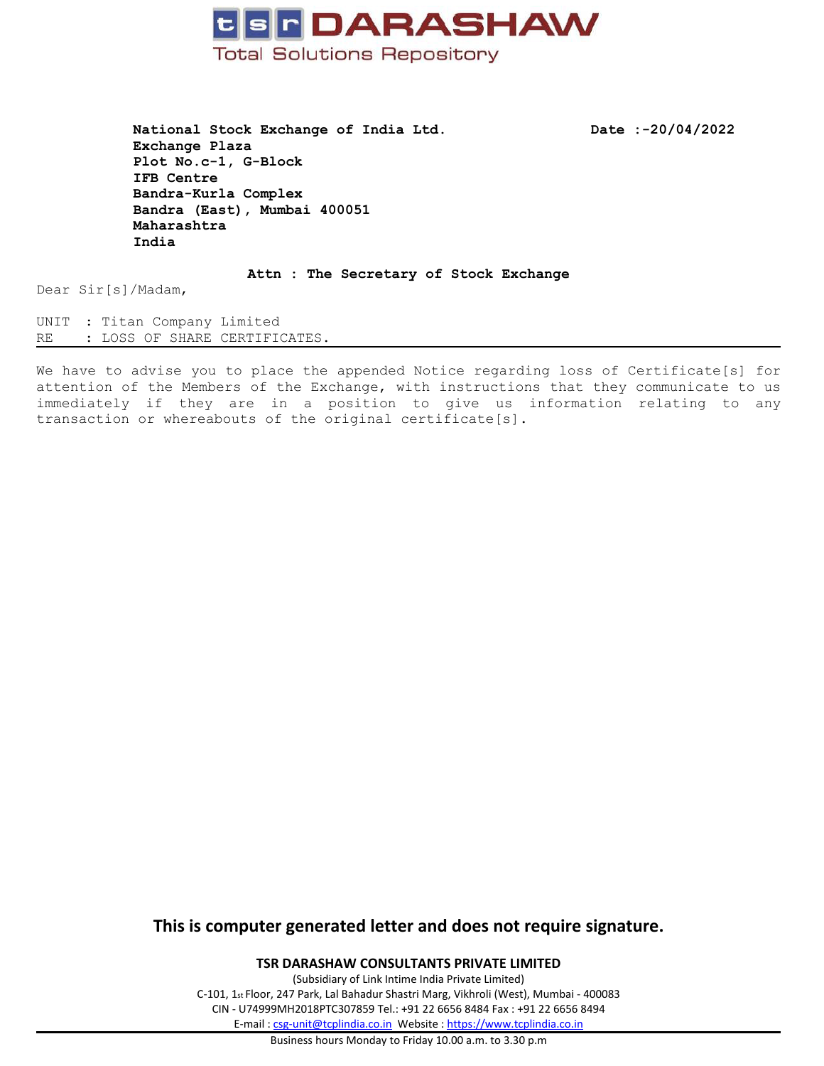**TSR DARASHAW**

Total Solutions Repository

**National Stock Exchange of India Ltd.**
**Exchange Plaza**
**Plot No.c-1, G-Block**
**IFB Centre**
**Bandra-Kurla Complex**
**Bandra (East), Mumbai 400051**
**Maharashtra**
**India**

**Date :-20/04/2022**

**Attn : The Secretary of Stock Exchange**

Dear Sir[s]/Madam,

UNIT : Titan Company Limited
RE : LOSS OF SHARE CERTIFICATES.

---

We have to advise you to place the appended Notice regarding loss of Certificate[s] for attention of the Members of the Exchange, with instructions that they communicate to us immediately if they are in a position to give us information relating to any transaction or whereabouts of the original certificate[s].

**This is computer generated letter and does not require signature.**

**TSR DARASHAW CONSULTANTS PRIVATE LIMITED**
(Subsidiary of Link Intime India Private Limited)
C-101, 1st Floor, 247 Park, Lal Bahadur Shastri Marg, Vikhroli (West), Mumbai - 400083
CIN - U74999MH2018PTC307859 Tel.: +91 22 6656 8484 Fax : +91 22 6656 8494
E-mail : csg-unit@tcplindia.co.in Website : https://www.tcplindia.co.in

Business hours Monday to Friday 10.00 a.m. to 3.30 p.m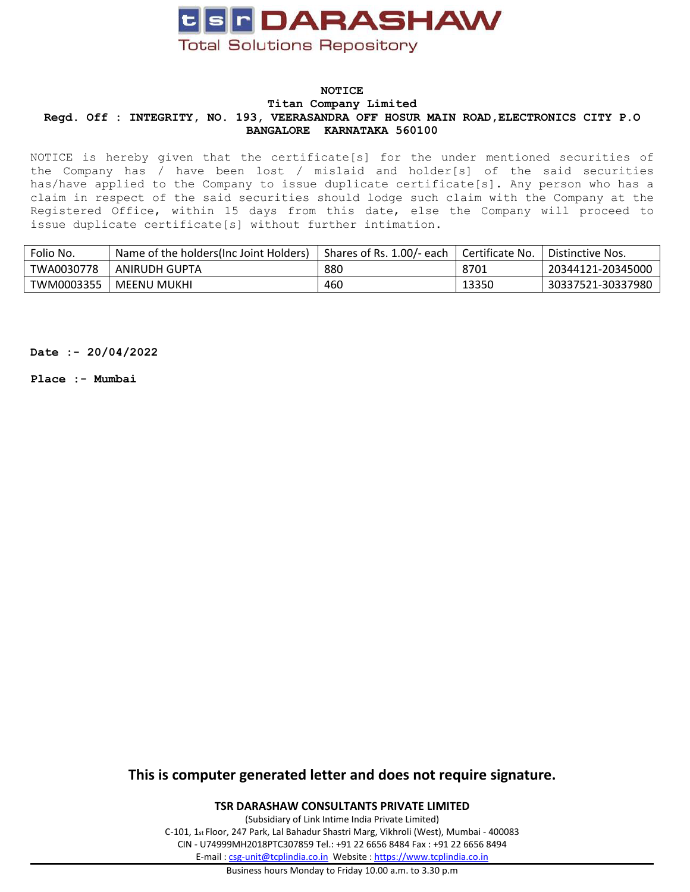# tsr DARASHAW

Total Solutions Repository

**NOTICE**

**Titan Company Limited**

**Regd. Off : INTEGRITY, NO. 193, VEERASANDRA OFF HOSUR MAIN ROAD,ELECTRONICS CITY P.O BANGALORE KARNATAKA 560100**

NOTICE is hereby given that the certificate[s] for the under mentioned securities of the Company has / have been lost / mislaid and holder[s] of the said securities has/have applied to the Company to issue duplicate certificate[s]. Any person who has a claim in respect of the said securities should lodge such claim with the Company at the Registered Office, within 15 days from this date, else the Company will proceed to issue duplicate certificate[s] without further intimation.

| Folio No. | Name of the holders(Inc Joint Holders) | Shares of Rs. 1.00/- each | Certificate No. | Distinctive Nos. |
| --- | --- | --- | --- | --- |
| TWA0030778 | ANIRUDH GUPTA | 880 | 8701 | 20344121-20345000 |
| TWM0003355 | MEENU MUKHI | 460 | 13350 | 30337521-30337980 |

**Date :- 20/04/2022**

**Place :- Mumbai**

**This is computer generated letter and does not require signature.**

**TSR DARASHAW CONSULTANTS PRIVATE LIMITED**

(Subsidiary of Link Intime India Private Limited)

C-101, 1st Floor, 247 Park, Lal Bahadur Shastri Marg, Vikhroli (West), Mumbai - 400083

CIN - U74999MH2018PTC307859 Tel.: +91 22 6656 8484 Fax : +91 22 6656 8494

E-mail : csg-unit@tcplindia.co.in Website : https://www.tcplindia.co.in

Business hours Monday to Friday 10.00 a.m. to 3.30 p.m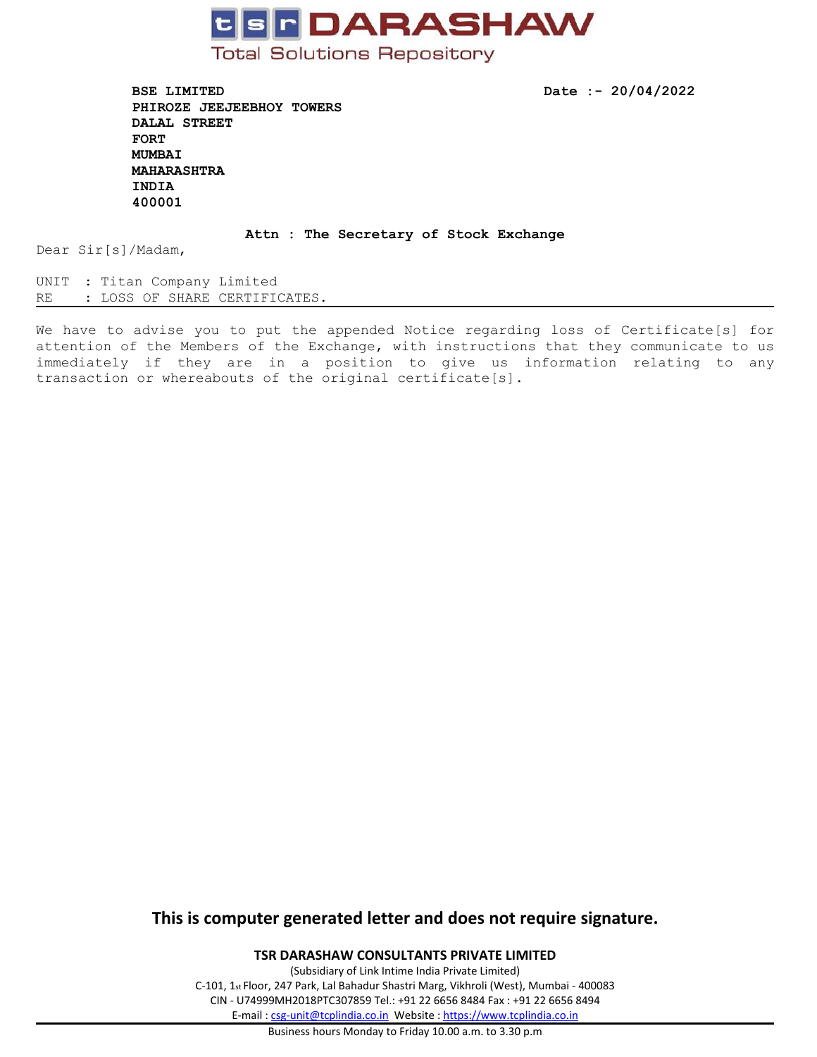**TSR DARASHAW**

Total Solutions Repository

**BSE LIMITED**
**PHIROZE JEEJEEBHOY TOWERS**
**DALAL STREET**
**FORT**
**MUMBAI**
**MAHARASHTRA**
**INDIA**
**400001**

**Date :- 20/04/2022**

**Attn : The Secretary of Stock Exchange**

Dear Sir[s]/Madam,

UNIT : Titan Company Limited
RE : LOSS OF SHARE CERTIFICATES.

---

We have to advise you to put the appended Notice regarding loss of Certificate[s] for attention of the Members of the Exchange, with instructions that they communicate to us immediately if they are in a position to give us information relating to any transaction or whereabouts of the original certificate[s].

**This is computer generated letter and does not require signature.**

**TSR DARASHAW CONSULTANTS PRIVATE LIMITED**

(Subsidiary of Link Intime India Private Limited)

C-101, 1st Floor, 247 Park, Lal Bahadur Shastri Marg, Vikhroli (West), Mumbai - 400083

CIN - U74999MH2018PTC307859 Tel.: +91 22 6656 8484 Fax : +91 22 6656 8494

E-mail : csg-unit@tcplindia.co.in Website : https://www.tcplindia.co.in

Business hours Monday to Friday 10.00 a.m. to 3.30 p.m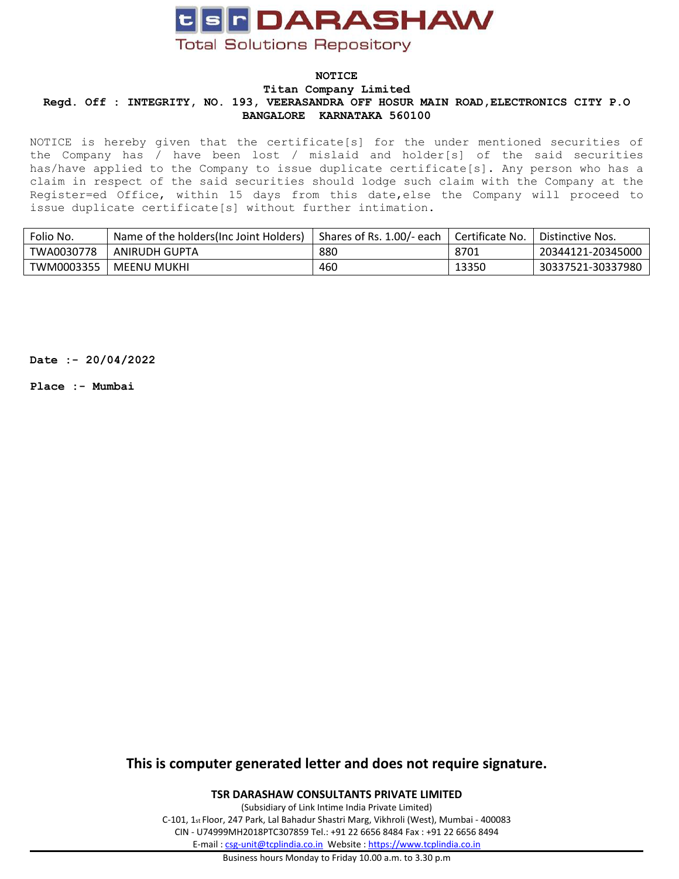**tsr DARASHAW**
Total Solutions Repository

**NOTICE**

**Titan Company Limited**

**Regd. Off : INTEGRITY, NO. 193, VEERASANDRA OFF HOSUR MAIN ROAD,ELECTRONICS CITY P.O BANGALORE KARNATAKA 560100**

NOTICE is hereby given that the certificate[s] for the under mentioned securities of the Company has / have been lost / mislaid and holder[s] of the said securities has/have applied to the Company to issue duplicate certificate[s]. Any person who has a claim in respect of the said securities should lodge such claim with the Company at the Register=ed Office, within 15 days from this date,else the Company will proceed to issue duplicate certificate[s] without further intimation.

| Folio No. | Name of the holders(Inc Joint Holders) | Shares of Rs. 1.00/- each | Certificate No. | Distinctive Nos. |
|---|---|---|---|---|
| TWA0030778 | ANIRUDH GUPTA | 880 | 8701 | 20344121-20345000 |
| TWM0003355 | MEENU MUKHI | 460 | 13350 | 30337521-30337980 |

**Date :- 20/04/2022**

**Place :- Mumbai**

**This is computer generated letter and does not require signature.**

**TSR DARASHAW CONSULTANTS PRIVATE LIMITED**

(Subsidiary of Link Intime India Private Limited)

C-101, 1st Floor, 247 Park, Lal Bahadur Shastri Marg, Vikhroli (West), Mumbai - 400083

CIN - U74999MH2018PTC307859 Tel.: +91 22 6656 8484 Fax : +91 22 6656 8494

E-mail : csg-unit@tcplindia.co.in Website : https://www.tcplindia.co.in

Business hours Monday to Friday 10.00 a.m. to 3.30 p.m